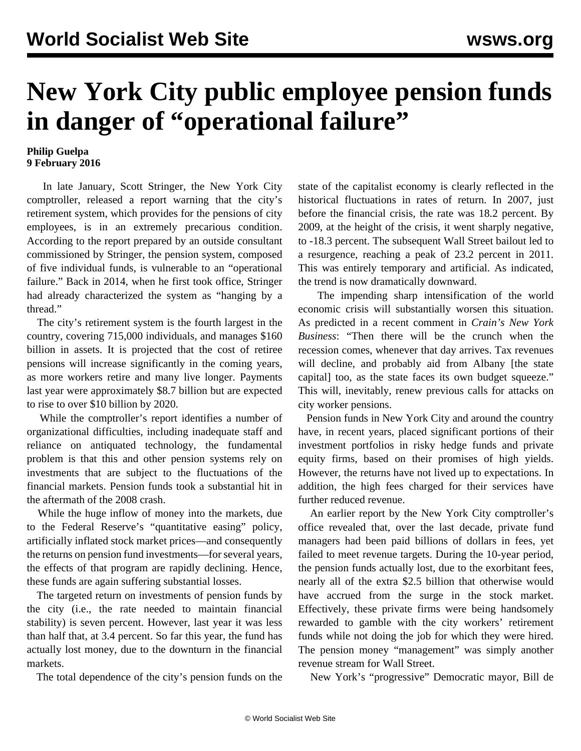# New York City public employee pension funds in danger of "operational failure"

**Philip Guelpa**
**9 February 2016**

In late January, Scott Stringer, the New York City comptroller, released a report warning that the city's retirement system, which provides for the pensions of city employees, is in an extremely precarious condition. According to the report prepared by an outside consultant commissioned by Stringer, the pension system, composed of five individual funds, is vulnerable to an "operational failure." Back in 2014, when he first took office, Stringer had already characterized the system as "hanging by a thread."

The city's retirement system is the fourth largest in the country, covering 715,000 individuals, and manages $160 billion in assets. It is projected that the cost of retiree pensions will increase significantly in the coming years, as more workers retire and many live longer. Payments last year were approximately $8.7 billion but are expected to rise to over $10 billion by 2020.

While the comptroller's report identifies a number of organizational difficulties, including inadequate staff and reliance on antiquated technology, the fundamental problem is that this and other pension systems rely on investments that are subject to the fluctuations of the financial markets. Pension funds took a substantial hit in the aftermath of the 2008 crash.

While the huge inflow of money into the markets, due to the Federal Reserve's "quantitative easing" policy, artificially inflated stock market prices—and consequently the returns on pension fund investments—for several years, the effects of that program are rapidly declining. Hence, these funds are again suffering substantial losses.

The targeted return on investments of pension funds by the city (i.e., the rate needed to maintain financial stability) is seven percent. However, last year it was less than half that, at 3.4 percent. So far this year, the fund has actually lost money, due to the downturn in the financial markets.

The total dependence of the city's pension funds on the state of the capitalist economy is clearly reflected in the historical fluctuations in rates of return. In 2007, just before the financial crisis, the rate was 18.2 percent. By 2009, at the height of the crisis, it went sharply negative, to -18.3 percent. The subsequent Wall Street bailout led to a resurgence, reaching a peak of 23.2 percent in 2011. This was entirely temporary and artificial. As indicated, the trend is now dramatically downward.

The impending sharp intensification of the world economic crisis will substantially worsen this situation. As predicted in a recent comment in *Crain's New York Business*: "Then there will be the crunch when the recession comes, whenever that day arrives. Tax revenues will decline, and probably aid from Albany [the state capital] too, as the state faces its own budget squeeze." This will, inevitably, renew previous calls for attacks on city worker pensions.

Pension funds in New York City and around the country have, in recent years, placed significant portions of their investment portfolios in risky hedge funds and private equity firms, based on their promises of high yields. However, the returns have not lived up to expectations. In addition, the high fees charged for their services have further reduced revenue.

An earlier report by the New York City comptroller's office revealed that, over the last decade, private fund managers had been paid billions of dollars in fees, yet failed to meet revenue targets. During the 10-year period, the pension funds actually lost, due to the exorbitant fees, nearly all of the extra $2.5 billion that otherwise would have accrued from the surge in the stock market. Effectively, these private firms were being handsomely rewarded to gamble with the city workers' retirement funds while not doing the job for which they were hired. The pension money "management" was simply another revenue stream for Wall Street.

New York's "progressive" Democratic mayor, Bill de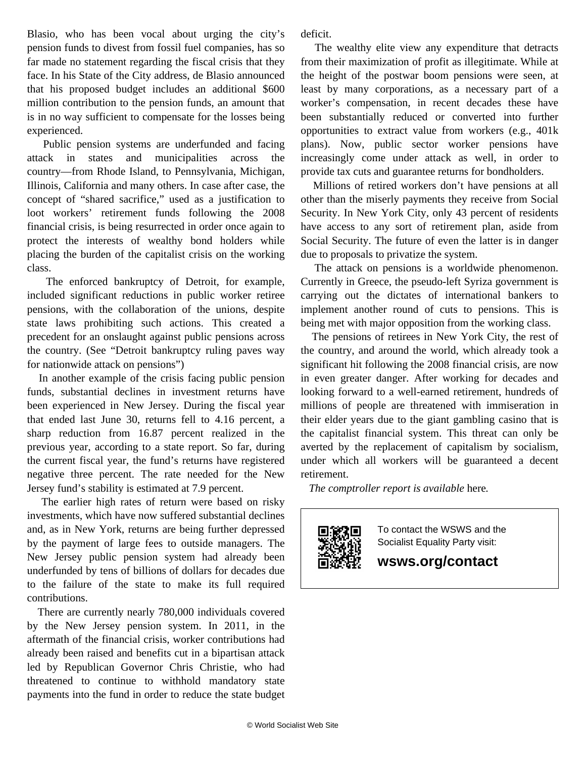Blasio, who has been vocal about urging the city's pension funds to divest from fossil fuel companies, has so far made no statement regarding the fiscal crisis that they face. In his State of the City address, de Blasio announced that his proposed budget includes an additional $600 million contribution to the pension funds, an amount that is in no way sufficient to compensate for the losses being experienced.

Public pension systems are underfunded and facing attack in states and municipalities across the country—from Rhode Island, to Pennsylvania, Michigan, Illinois, California and many others. In case after case, the concept of "shared sacrifice," used as a justification to loot workers' retirement funds following the 2008 financial crisis, is being resurrected in order once again to protect the interests of wealthy bond holders while placing the burden of the capitalist crisis on the working class.

The enforced bankruptcy of Detroit, for example, included significant reductions in public worker retiree pensions, with the collaboration of the unions, despite state laws prohibiting such actions. This created a precedent for an onslaught against public pensions across the country. (See "Detroit bankruptcy ruling paves way for nationwide attack on pensions")

In another example of the crisis facing public pension funds, substantial declines in investment returns have been experienced in New Jersey. During the fiscal year that ended last June 30, returns fell to 4.16 percent, a sharp reduction from 16.87 percent realized in the previous year, according to a state report. So far, during the current fiscal year, the fund's returns have registered negative three percent. The rate needed for the New Jersey fund's stability is estimated at 7.9 percent.

The earlier high rates of return were based on risky investments, which have now suffered substantial declines and, as in New York, returns are being further depressed by the payment of large fees to outside managers. The New Jersey public pension system had already been underfunded by tens of billions of dollars for decades due to the failure of the state to make its full required contributions.

There are currently nearly 780,000 individuals covered by the New Jersey pension system. In 2011, in the aftermath of the financial crisis, worker contributions had already been raised and benefits cut in a bipartisan attack led by Republican Governor Chris Christie, who had threatened to continue to withhold mandatory state payments into the fund in order to reduce the state budget deficit.

The wealthy elite view any expenditure that detracts from their maximization of profit as illegitimate. While at the height of the postwar boom pensions were seen, at least by many corporations, as a necessary part of a worker's compensation, in recent decades these have been substantially reduced or converted into further opportunities to extract value from workers (e.g., 401k plans). Now, public sector worker pensions have increasingly come under attack as well, in order to provide tax cuts and guarantee returns for bondholders.

Millions of retired workers don't have pensions at all other than the miserly payments they receive from Social Security. In New York City, only 43 percent of residents have access to any sort of retirement plan, aside from Social Security. The future of even the latter is in danger due to proposals to privatize the system.

The attack on pensions is a worldwide phenomenon. Currently in Greece, the pseudo-left Syriza government is carrying out the dictates of international bankers to implement another round of cuts to pensions. This is being met with major opposition from the working class.

The pensions of retirees in New York City, the rest of the country, and around the world, which already took a significant hit following the 2008 financial crisis, are now in even greater danger. After working for decades and looking forward to a well-earned retirement, hundreds of millions of people are threatened with immiseration in their elder years due to the giant gambling casino that is the capitalist financial system. This threat can only be averted by the replacement of capitalism by socialism, under which all workers will be guaranteed a decent retirement.

*The comptroller report is available* here.

To contact the WSWS and the Socialist Equality Party visit:

**wsws.org/contact**